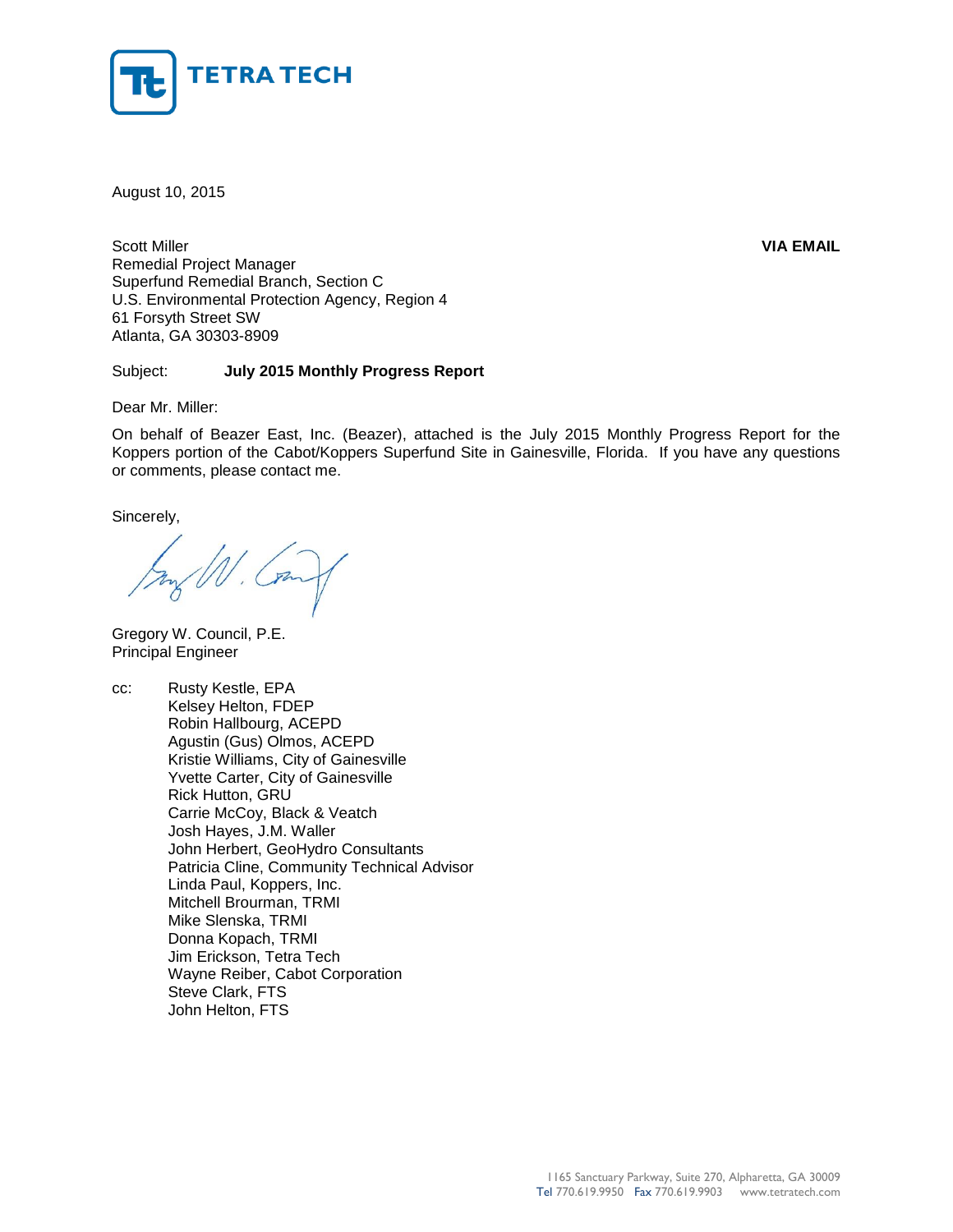**TETRA TECH**

August 10, 2015

Scott Miller
Remedial Project Manager
Superfund Remedial Branch, Section C
U.S. Environmental Protection Agency, Region 4
61 Forsyth Street SW
Atlanta, GA 30303-8909

**VIA EMAIL**

Subject: **July 2015 Monthly Progress Report**

Dear Mr. Miller:

On behalf of Beazer East, Inc. (Beazer), attached is the July 2015 Monthly Progress Report for the Koppers portion of the Cabot/Koppers Superfund Site in Gainesville, Florida. If you have any questions or comments, please contact me.

Sincerely,

Gregory W. Council, P.E.
Principal Engineer

cc: Rusty Kestle, EPA
Kelsey Helton, FDEP
Robin Hallbourg, ACEPD
Agustin (Gus) Olmos, ACEPD
Kristie Williams, City of Gainesville
Yvette Carter, City of Gainesville
Rick Hutton, GRU
Carrie McCoy, Black & Veatch
Josh Hayes, J.M. Waller
John Herbert, GeoHydro Consultants
Patricia Cline, Community Technical Advisor
Linda Paul, Koppers, Inc.
Mitchell Brourman, TRMI
Mike Slenska, TRMI
Donna Kopach, TRMI
Jim Erickson, Tetra Tech
Wayne Reiber, Cabot Corporation
Steve Clark, FTS
John Helton, FTS

1165 Sanctuary Parkway, Suite 270, Alpharetta, GA 30009
Tel 770.619.9950 Fax 770.619.9903 www.tetratech.com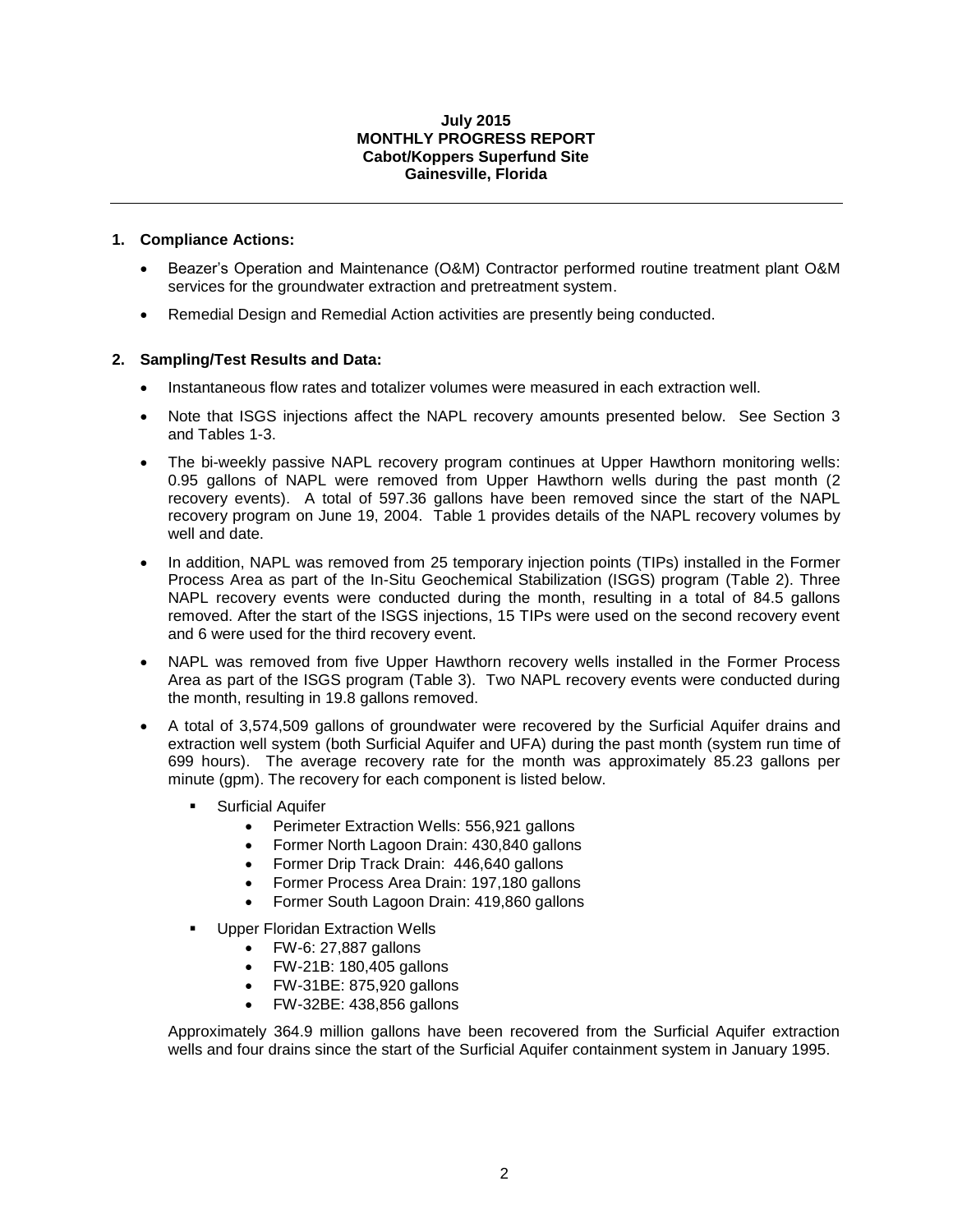**July 2015**
**MONTHLY PROGRESS REPORT**
**Cabot/Koppers Superfund Site**
**Gainesville, Florida**

---

## 1. Compliance Actions:

- Beazer's Operation and Maintenance (O&M) Contractor performed routine treatment plant O&M services for the groundwater extraction and pretreatment system.
- Remedial Design and Remedial Action activities are presently being conducted.

## 2. Sampling/Test Results and Data:

- Instantaneous flow rates and totalizer volumes were measured in each extraction well.
- Note that ISGS injections affect the NAPL recovery amounts presented below. See Section 3 and Tables 1-3.
- The bi-weekly passive NAPL recovery program continues at Upper Hawthorn monitoring wells: 0.95 gallons of NAPL were removed from Upper Hawthorn wells during the past month (2 recovery events). A total of 597.36 gallons have been removed since the start of the NAPL recovery program on June 19, 2004. Table 1 provides details of the NAPL recovery volumes by well and date.
- In addition, NAPL was removed from 25 temporary injection points (TIPs) installed in the Former Process Area as part of the In-Situ Geochemical Stabilization (ISGS) program (Table 2). Three NAPL recovery events were conducted during the month, resulting in a total of 84.5 gallons removed. After the start of the ISGS injections, 15 TIPs were used on the second recovery event and 6 were used for the third recovery event.
- NAPL was removed from five Upper Hawthorn recovery wells installed in the Former Process Area as part of the ISGS program (Table 3). Two NAPL recovery events were conducted during the month, resulting in 19.8 gallons removed.
- A total of 3,574,509 gallons of groundwater were recovered by the Surficial Aquifer drains and extraction well system (both Surficial Aquifer and UFA) during the past month (system run time of 699 hours). The average recovery rate for the month was approximately 85.23 gallons per minute (gpm). The recovery for each component is listed below.
  - Surficial Aquifer
    - Perimeter Extraction Wells: 556,921 gallons
    - Former North Lagoon Drain: 430,840 gallons
    - Former Drip Track Drain: 446,640 gallons
    - Former Process Area Drain: 197,180 gallons
    - Former South Lagoon Drain: 419,860 gallons
  - Upper Floridan Extraction Wells
    - FW-6: 27,887 gallons
    - FW-21B: 180,405 gallons
    - FW-31BE: 875,920 gallons
    - FW-32BE: 438,856 gallons

  Approximately 364.9 million gallons have been recovered from the Surficial Aquifer extraction wells and four drains since the start of the Surficial Aquifer containment system in January 1995.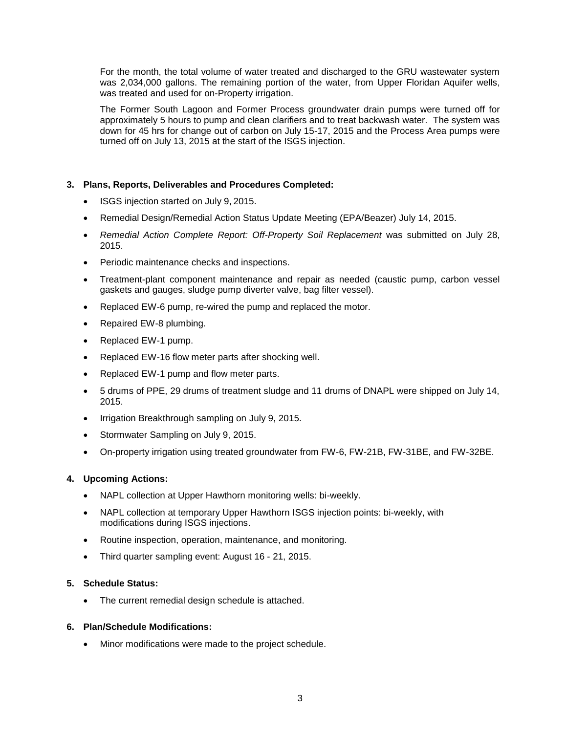For the month, the total volume of water treated and discharged to the GRU wastewater system was 2,034,000 gallons. The remaining portion of the water, from Upper Floridan Aquifer wells, was treated and used for on-Property irrigation.

The Former South Lagoon and Former Process groundwater drain pumps were turned off for approximately 5 hours to pump and clean clarifiers and to treat backwash water. The system was down for 45 hrs for change out of carbon on July 15-17, 2015 and the Process Area pumps were turned off on July 13, 2015 at the start of the ISGS injection.

**3. Plans, Reports, Deliverables and Procedures Completed:**

- ISGS injection started on July 9, 2015.
- Remedial Design/Remedial Action Status Update Meeting (EPA/Beazer) July 14, 2015.
- *Remedial Action Complete Report: Off-Property Soil Replacement* was submitted on July 28, 2015.
- Periodic maintenance checks and inspections.
- Treatment-plant component maintenance and repair as needed (caustic pump, carbon vessel gaskets and gauges, sludge pump diverter valve, bag filter vessel).
- Replaced EW-6 pump, re-wired the pump and replaced the motor.
- Repaired EW-8 plumbing.
- Replaced EW-1 pump.
- Replaced EW-16 flow meter parts after shocking well.
- Replaced EW-1 pump and flow meter parts.
- 5 drums of PPE, 29 drums of treatment sludge and 11 drums of DNAPL were shipped on July 14, 2015.
- Irrigation Breakthrough sampling on July 9, 2015.
- Stormwater Sampling on July 9, 2015.
- On-property irrigation using treated groundwater from FW-6, FW-21B, FW-31BE, and FW-32BE.

**4. Upcoming Actions:**

- NAPL collection at Upper Hawthorn monitoring wells: bi-weekly.
- NAPL collection at temporary Upper Hawthorn ISGS injection points: bi-weekly, with modifications during ISGS injections.
- Routine inspection, operation, maintenance, and monitoring.
- Third quarter sampling event: August 16 - 21, 2015.

**5. Schedule Status:**

- The current remedial design schedule is attached.

**6. Plan/Schedule Modifications:**

- Minor modifications were made to the project schedule.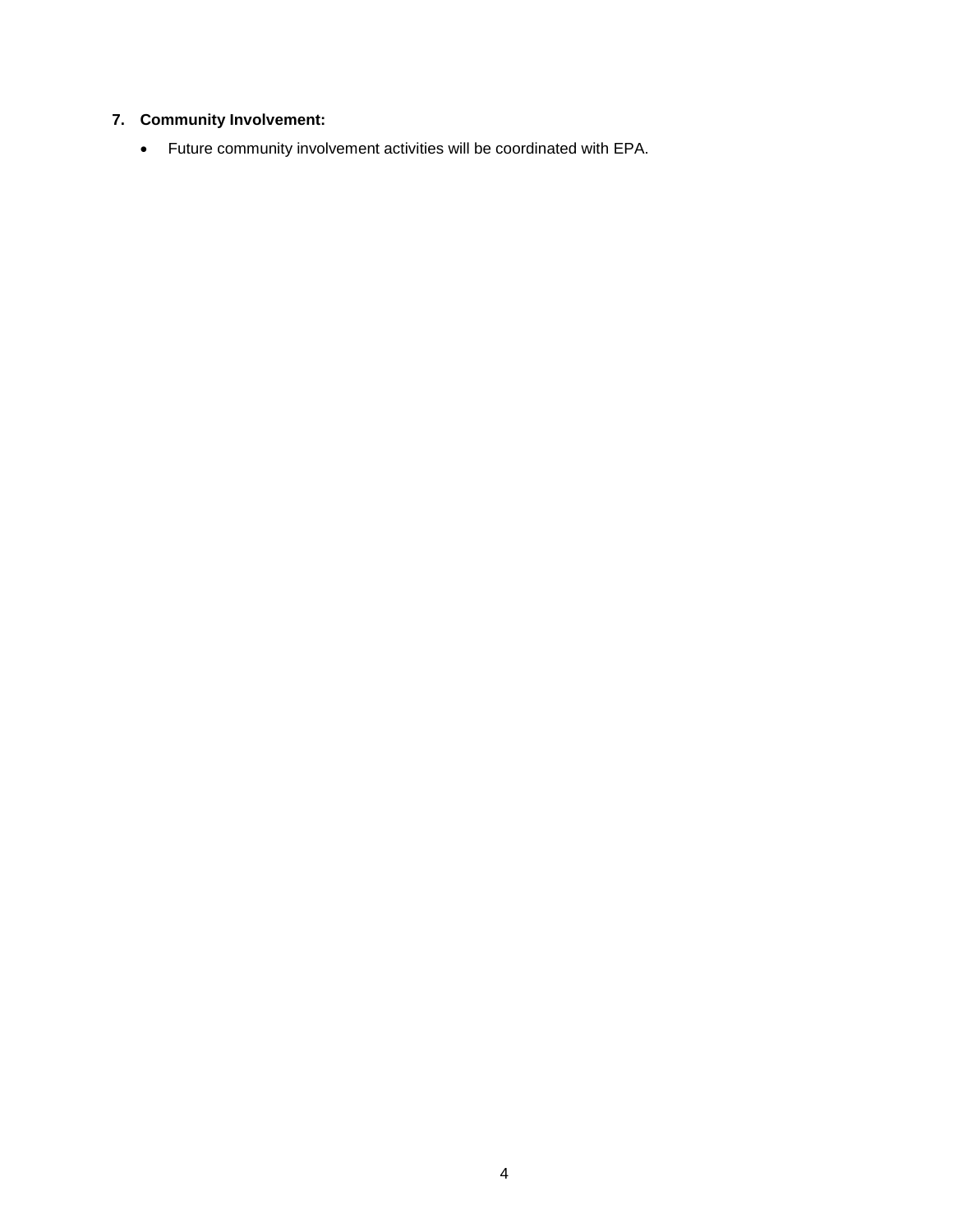**7. Community Involvement:**

- Future community involvement activities will be coordinated with EPA.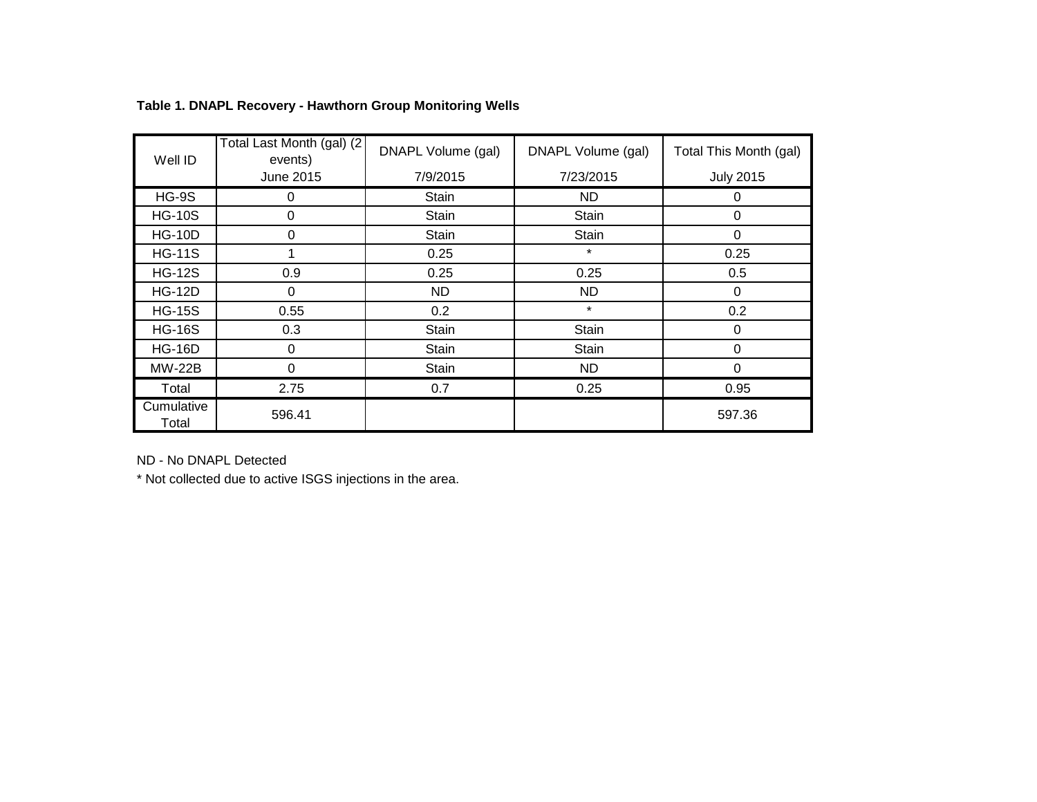**Table 1. DNAPL Recovery - Hawthorn Group Monitoring Wells**

| Well ID | Total Last Month (gal) (2 events) June 2015 | DNAPL Volume (gal) 7/9/2015 | DNAPL Volume (gal) 7/23/2015 | Total This Month (gal) July 2015 |
|---|---|---|---|---|
| HG-9S | 0 | Stain | ND | 0 |
| HG-10S | 0 | Stain | Stain | 0 |
| HG-10D | 0 | Stain | Stain | 0 |
| HG-11S | 1 | 0.25 | * | 0.25 |
| HG-12S | 0.9 | 0.25 | 0.25 | 0.5 |
| HG-12D | 0 | ND | ND | 0 |
| HG-15S | 0.55 | 0.2 | * | 0.2 |
| HG-16S | 0.3 | Stain | Stain | 0 |
| HG-16D | 0 | Stain | Stain | 0 |
| MW-22B | 0 | Stain | ND | 0 |
| Total | 2.75 | 0.7 | 0.25 | 0.95 |
| Cumulative Total | 596.41 | | | 597.36 |

ND - No DNAPL Detected

* Not collected due to active ISGS injections in the area.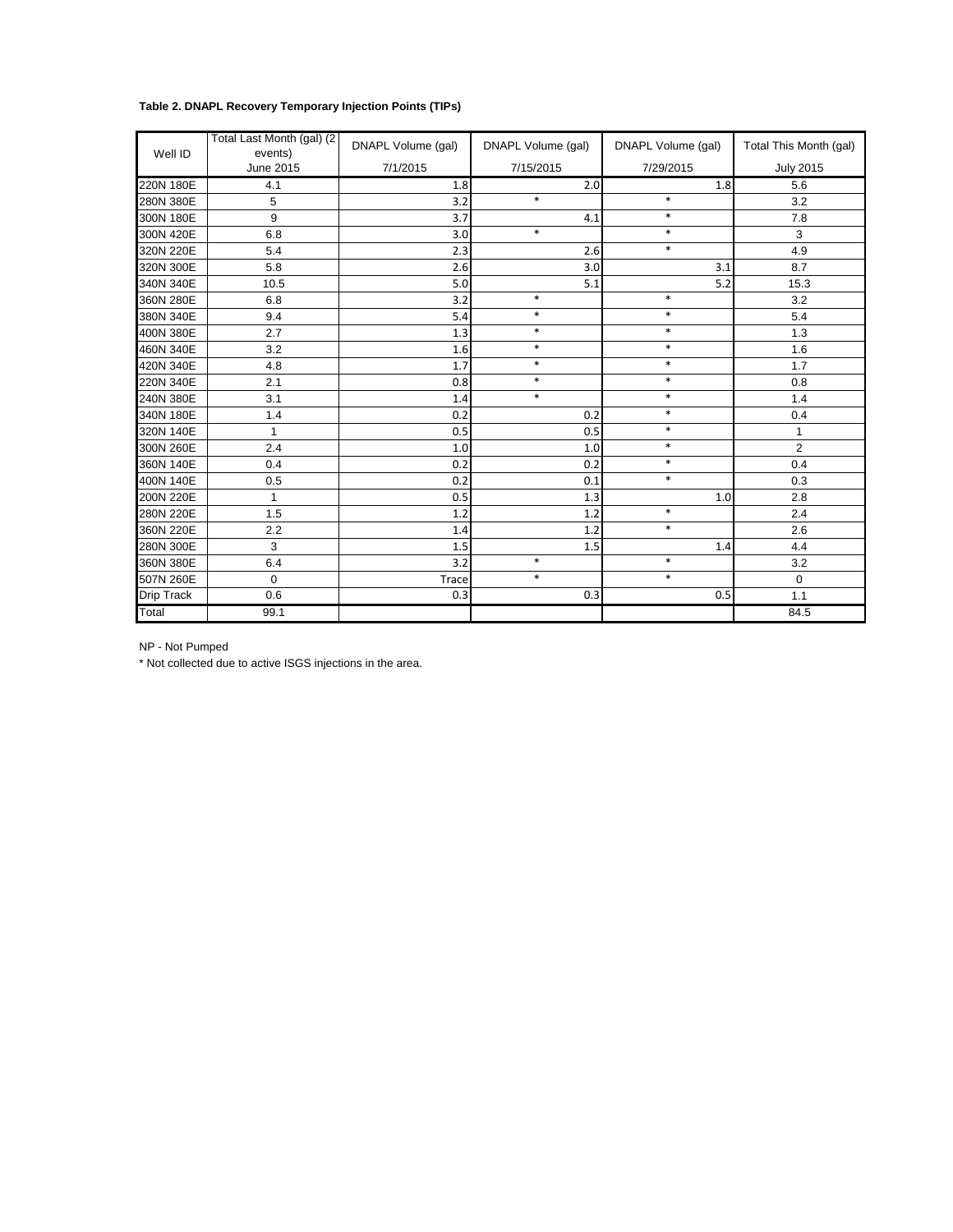**Table 2. DNAPL Recovery Temporary Injection Points (TIPs)**

| Well ID | Total Last Month (gal) (2 events) June 2015 | DNAPL Volume (gal) 7/1/2015 | DNAPL Volume (gal) 7/15/2015 | DNAPL Volume (gal) 7/29/2015 | Total This Month (gal) July 2015 |
|---|---|---|---|---|---|
| 220N 180E | 4.1 | 1.8 | 2.0 | 1.8 | 5.6 |
| 280N 380E | 5 | 3.2 | * | * | 3.2 |
| 300N 180E | 9 | 3.7 | 4.1 | * | 7.8 |
| 300N 420E | 6.8 | 3.0 | * | * | 3 |
| 320N 220E | 5.4 | 2.3 | 2.6 | * | 4.9 |
| 320N 300E | 5.8 | 2.6 | 3.0 | 3.1 | 8.7 |
| 340N 340E | 10.5 | 5.0 | 5.1 | 5.2 | 15.3 |
| 360N 280E | 6.8 | 3.2 | * | * | 3.2 |
| 380N 340E | 9.4 | 5.4 | * | * | 5.4 |
| 400N 380E | 2.7 | 1.3 | * | * | 1.3 |
| 460N 340E | 3.2 | 1.6 | * | * | 1.6 |
| 420N 340E | 4.8 | 1.7 | * | * | 1.7 |
| 220N 340E | 2.1 | 0.8 | * | * | 0.8 |
| 240N 380E | 3.1 | 1.4 | * | * | 1.4 |
| 340N 180E | 1.4 | 0.2 | 0.2 | * | 0.4 |
| 320N 140E | 1 | 0.5 | 0.5 | * | 1 |
| 300N 260E | 2.4 | 1.0 | 1.0 | * | 2 |
| 360N 140E | 0.4 | 0.2 | 0.2 | * | 0.4 |
| 400N 140E | 0.5 | 0.2 | 0.1 | * | 0.3 |
| 200N 220E | 1 | 0.5 | 1.3 | 1.0 | 2.8 |
| 280N 220E | 1.5 | 1.2 | 1.2 | * | 2.4 |
| 360N 220E | 2.2 | 1.4 | 1.2 | * | 2.6 |
| 280N 300E | 3 | 1.5 | 1.5 | 1.4 | 4.4 |
| 360N 380E | 6.4 | 3.2 | * | * | 3.2 |
| 507N 260E | 0 | Trace | * | * | 0 |
| Drip Track | 0.6 | 0.3 | 0.3 | 0.5 | 1.1 |
| Total | 99.1 | | | | 84.5 |

NP - Not Pumped

* Not collected due to active ISGS injections in the area.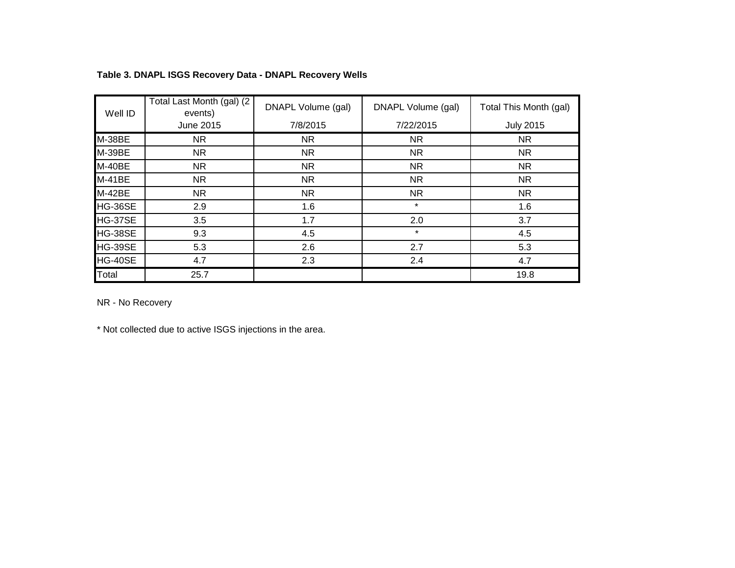**Table 3. DNAPL ISGS Recovery Data - DNAPL Recovery Wells**

| Well ID | Total Last Month (gal) (2 events) June 2015 | DNAPL Volume (gal) 7/8/2015 | DNAPL Volume (gal) 7/22/2015 | Total This Month (gal) July 2015 |
|---|---|---|---|---|
| M-38BE | NR | NR | NR | NR |
| M-39BE | NR | NR | NR | NR |
| M-40BE | NR | NR | NR | NR |
| M-41BE | NR | NR | NR | NR |
| M-42BE | NR | NR | NR | NR |
| HG-36SE | 2.9 | 1.6 | * | 1.6 |
| HG-37SE | 3.5 | 1.7 | 2.0 | 3.7 |
| HG-38SE | 9.3 | 4.5 | * | 4.5 |
| HG-39SE | 5.3 | 2.6 | 2.7 | 5.3 |
| HG-40SE | 4.7 | 2.3 | 2.4 | 4.7 |
| Total | 25.7 | | | 19.8 |

NR - No Recovery

* Not collected due to active ISGS injections in the area.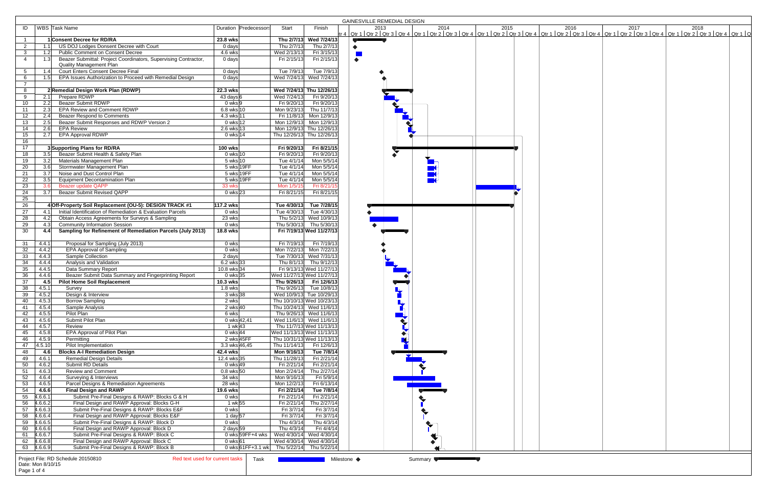# GAINESVILLE REMEDIAL DESIGN

| ID | WBS | Task Name | Duration | Predecessors | Start | Finish |
|---|---|---|---|---|---|---|
| 1 | 1 | **Consent Decree for RD/RA** | **23.8 wks** | | **Thu 2/7/13** | **Wed 7/24/13** |
| 2 | 1.1 | US DOJ Lodges Donsent Decree with Court | 0 days | | Thu 2/7/13 | Thu 2/7/13 |
| 3 | 1.2 | Public Comment on Consent Decree | 4.6 wks | | Wed 2/13/13 | Fri 3/15/13 |
| 4 | 1.3 | Beazer Submittal: Project Coordinators, Supervising Contractor, Quality Management Plan | 0 days | | Fri 2/15/13 | Fri 2/15/13 |
| 5 | 1.4 | Court Enters Consent Decree Final | 0 days | | Tue 7/9/13 | Tue 7/9/13 |
| 6 | 1.5 | EPA Issues Authorization to Proceed with Remedial Design | 0 days | | Wed 7/24/13 | Wed 7/24/13 |
| 7 | | | | | | |
| 8 | 2 | **Remedial Design Work Plan (RDWP)** | **22.3 wks** | | **Wed 7/24/13** | **Thu 12/26/13** |
| 9 | 2.1 | Prepare RDWP | 43 days | 6 | Wed 7/24/13 | Fri 9/20/13 |
| 10 | 2.2 | Beazer Submit RDWP | 0 wks | 9 | Fri 9/20/13 | Fri 9/20/13 |
| 11 | 2.3 | EPA Review and Comment RDWP | 6.8 wks | 10 | Mon 9/23/13 | Thu 11/7/13 |
| 12 | 2.4 | Beazer Respond to Comments | 4.3 wks | 11 | Fri 11/8/13 | Mon 12/9/13 |
| 13 | 2.5 | Beazer Submit Responses and RDWP Version 2 | 0 wks | 12 | Mon 12/9/13 | Mon 12/9/13 |
| 14 | 2.6 | EPA Review | 2.6 wks | 13 | Mon 12/9/13 | Thu 12/26/13 |
| 15 | 2.7 | EPA Approval RDWP | 0 wks | 14 | Thu 12/26/13 | Thu 12/26/13 |
| 16 | | | | | | |
| 17 | 3 | **Supporting Plans for RD/RA** | **100 wks** | | **Fri 9/20/13** | **Fri 8/21/15** |
| 18 | 3.5 | Beazer Submit Health & Safety Plan | 0 wks | 10 | Fri 9/20/13 | Fri 9/20/13 |
| 19 | 3.2 | Materials Management Plan | 5 wks | 10 | Tue 4/1/14 | Mon 5/5/14 |
| 20 | 3.6 | Stormwater Management Plan | 5 wks | 19FF | Tue 4/1/14 | Mon 5/5/14 |
| 21 | 3.7 | Noise and Dust Control Plan | 5 wks | 19FF | Tue 4/1/14 | Mon 5/5/14 |
| 22 | 3.5 | Equipment Decontamination Plan | 5 wks | 19FF | Tue 4/1/14 | Mon 5/5/14 |
| 23 | 3.6 | Beazer update QAPP | 33 wks | | Mon 1/5/15 | Fri 8/21/15 |
| 24 | 3.7 | Beazer Submit Revised QAPP | 0 wks | 23 | Fri 8/21/15 | Fri 8/21/15 |
| 25 | | | | | | |
| 26 | 4 | **Off-Property Soil Replacement (OU-5): DESIGN TRACK #1** | **117.2 wks** | | **Tue 4/30/13** | **Tue 7/28/15** |
| 27 | 4.1 | Initial Identification of Remediation & Evaluation Parcels | 0 wks | | Tue 4/30/13 | Tue 4/30/13 |
| 28 | 4.2 | Obtain Access Agreements for Surveys & Sampling | 23 wks | | Thu 5/2/13 | Wed 10/9/13 |
| 29 | 4.3 | Community Information Session | 0 wks | | Thu 5/30/13 | Thu 5/30/13 |
| 30 | 4.4 | **Sampling for Refinement of Remediation Parcels (July 2013)** | **18.8 wks** | | **Fri 7/19/13** | **Wed 11/27/13** |
| 31 | 4.4.1 | Proposal for Sampling (July 2013) | 0 wks | | Fri 7/19/13 | Fri 7/19/13 |
| 32 | 4.4.2 | EPA Approval of Sampling | 0 wks | | Mon 7/22/13 | Mon 7/22/13 |
| 33 | 4.4.3 | Sample Collection | 2 days | | Tue 7/30/13 | Wed 7/31/13 |
| 34 | 4.4.4 | Analysis and Validation | 6.2 wks | 33 | Thu 8/1/13 | Thu 9/12/13 |
| 35 | 4.4.5 | Data Summary Report | 10.8 wks | 34 | Fri 9/13/13 | Wed 11/27/13 |
| 36 | 4.4.6 | Beazer Submit Data Summary and Fingerprinting Report | 0 wks | 35 | Wed 11/27/13 | Wed 11/27/13 |
| 37 | 4.5 | **Pilot Home Soil Replacement** | **10.3 wks** | | **Thu 9/26/13** | **Fri 12/6/13** |
| 38 | 4.5.1 | Survey | 1.8 wks | | Thu 9/26/13 | Tue 10/8/13 |
| 39 | 4.5.2 | Design & Interview | 3 wks | 38 | Wed 10/9/13 | Tue 10/29/13 |
| 40 | 4.5.3 | Borrow Sampling | 2 wks | | Thu 10/10/13 | Wed 10/23/13 |
| 41 | 4.5.4 | Sample Analysis | 2 wks | 40 | Thu 10/24/13 | Wed 11/6/13 |
| 42 | 4.5.5 | Pilot Plan | 6 wks | | Thu 9/26/13 | Wed 11/6/13 |
| 43 | 4.5.6 | Submit Pilot Plan | 0 wks | 42,41 | Wed 11/6/13 | Wed 11/6/13 |
| 44 | 4.5.7 | Review | 1 wk | 43 | Thu 11/7/13 | Wed 11/13/13 |
| 45 | 4.5.8 | EPA Approval of Pilot Plan | 0 wks | 44 | Wed 11/13/13 | Wed 11/13/13 |
| 46 | 4.5.9 | Permitting | 2 wks | 45FF | Thu 10/31/13 | Wed 11/13/13 |
| 47 | 4.5.10 | Pilot Implementation | 3.3 wks | 46,45 | Thu 11/14/13 | Fri 12/6/13 |
| 48 | 4.6 | **Blocks A-I Remediation Design** | **42.4 wks** | | **Mon 9/16/13** | **Tue 7/8/14** |
| 49 | 4.6.1 | Remedial Design Details | 12.4 wks | 35 | Thu 11/28/13 | Fri 2/21/14 |
| 50 | 4.6.2 | Submit RD Details | 0 wks | 49 | Fri 2/21/14 | Fri 2/21/14 |
| 51 | 4.6.3 | Review and Comment | 0.8 wks | 50 | Mon 2/24/14 | Thu 2/27/14 |
| 52 | 4.6.4 | Surveying & Interviews | 34 wks | | Mon 9/16/13 | Fri 5/9/14 |
| 53 | 4.6.5 | Parcel Designs & Remediation Agreements | 28 wks | | Mon 12/2/13 | Fri 6/13/14 |
| 54 | 4.6.6 | **Final Design and RAWP** | **19.6 wks** | | **Fri 2/21/14** | **Tue 7/8/14** |
| 55 | 4.6.6.1 | Submit Pre-Final Designs & RAWP: Blocks G & H | 0 wks | | Fri 2/21/14 | Fri 2/21/14 |
| 56 | 4.6.6.2 | Final Design and RAWP Approval: Blocks G-H | 1 wk | 55 | Fri 2/21/14 | Thu 2/27/14 |
| 57 | 4.6.6.3 | Submit Pre-Final Designs & RAWP: Blocks E&F | 0 wks | | Fri 3/7/14 | Fri 3/7/14 |
| 58 | 4.6.6.4 | Final Design and RAWP Approval: Blocks E&F | 1 day | 57 | Fri 3/7/14 | Fri 3/7/14 |
| 59 | 4.6.6.5 | Submit Pre-Final Designs & RAWP: Block D | 0 wks | | Thu 4/3/14 | Thu 4/3/14 |
| 60 | 4.6.6.6 | Final Design and RAWP Approval: Block D | 2 days | 59 | Thu 4/3/14 | Fri 4/4/14 |
| 61 | 4.6.6.7 | Submit Pre-Final Designs & RAWP: Block C | 0 wks | 59FF+4 wks | Wed 4/30/14 | Wed 4/30/14 |
| 62 | 4.6.6.8 | Final Design and RAWP Approval: Block C | 0 wks | 61 | Wed 4/30/14 | Wed 4/30/14 |
| 63 | 4.6.6.9 | Submit Pre-Final Designs & RAWP: Block B | 0 wks | 61FF+3.1 wk | Thu 5/22/14 | Thu 5/22/14 |

Project File: RD Schedule 20150810
Date: Mon 8/10/15

Red text used for current tasks | Task | Milestone ◆ | Summary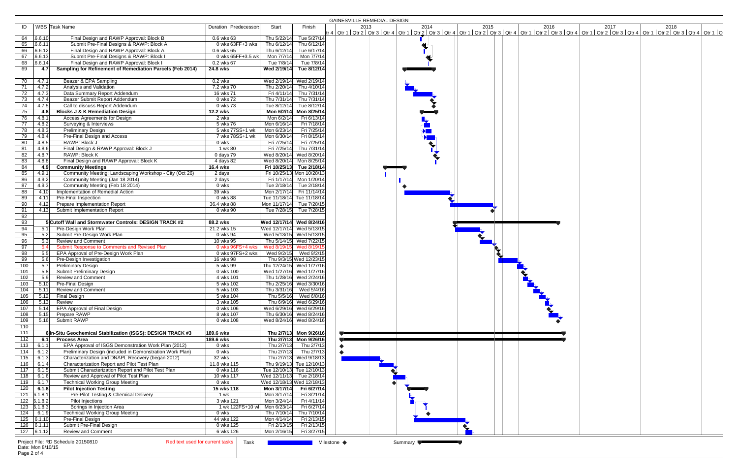# GAINESVILLE REMEDIAL DESIGN

| ID | WBS | Task Name | Duration | Predecessors | Start | Finish |
|---|---|---|---|---|---|---|
| 64 | 6.6.10 | Final Design and RAWP Approval: Block B | 0.6 wks | 63 | Thu 5/22/14 | Tue 5/27/14 |
| 65 | 6.6.11 | Submit Pre-Final Designs & RAWP: Block A | 0 wks | 63FF+3 wks | Thu 6/12/14 | Thu 6/12/14 |
| 66 | 6.6.12 | Final Design and RAWP Approval: Block A | 0.6 wks | 65 | Thu 6/12/14 | Tue 6/17/14 |
| 67 | 6.6.13 | Submit Pre-Final Designs & RAWP: Block I | 0 wks | 65FF+3.5 wk | Mon 7/7/14 | Mon 7/7/14 |
| 68 | 6.6.14 | Final Design and RAWP Approval: Block I | 0.2 wks | 67 | Tue 7/8/14 | Tue 7/8/14 |
| 69 | **4.7** | **Sampling for Refinement of Remediation Parcels (Feb 2014)** | **24.8 wks** | | **Wed 2/19/14** | **Tue 8/12/14** |
| 70 | 4.7.1 | Beazer & EPA Sampling | 0.2 wks | | Wed 2/19/14 | Wed 2/19/14 |
| 71 | 4.7.2 | Analysis and Validation | 7.2 wks | 70 | Thu 2/20/14 | Thu 4/10/14 |
| 72 | 4.7.3 | Data Summary Report Addendum | 16 wks | 71 | Fri 4/11/14 | Thu 7/31/14 |
| 73 | 4.7.4 | Beazer Submit Report Addendum | 0 wks | 72 | Thu 7/31/14 | Thu 7/31/14 |
| 74 | 4.7.5 | Call to discuss Report Addendum | 0 wks | 73 | Tue 8/12/14 | Tue 8/12/14 |
| 75 | **4.8** | **Blocks J & K Remediation Design** | **12.2 wks** | | **Mon 6/2/14** | **Mon 8/25/14** |
| 76 | 4.8.1 | Access Agreements for Design | 2 wks | | Mon 6/2/14 | Fri 6/13/14 |
| 77 | 4.8.2 | Surveying & Interviews | 5 wks | 76 | Mon 6/16/14 | Fri 7/18/14 |
| 78 | 4.8.3 | Preliminary Design | 5 wks | 77SS+1 wk | Mon 6/23/14 | Fri 7/25/14 |
| 79 | 4.8.4 | Pre-Final Design and Access | 7 wks | 78SS+1 wk | Mon 6/30/14 | Fri 8/15/14 |
| 80 | 4.8.5 | RAWP: Block J | 0 wks | | Fri 7/25/14 | Fri 7/25/14 |
| 81 | 4.8.6 | Final Design & RAWP Approval: Block J | 1 wk | 80 | Fri 7/25/14 | Thu 7/31/14 |
| 82 | 4.8.7 | RAWP: Block K | 0 days | 79 | Wed 8/20/14 | Wed 8/20/14 |
| 83 | 4.8.8 | Final Design and RAWP Approval: Block K | 4 days | 82 | Wed 8/20/14 | Mon 8/25/14 |
| 84 | **4.9** | **Community Meetings** | **16.4 wks** | | **Fri 10/25/13** | **Tue 2/18/14** |
| 85 | 4.9.1 | Community Meeting: Landscaping Workshop - City (Oct 26) | 2 days | | Fri 10/25/13 | Mon 10/28/13 |
| 86 | 4.9.2 | Community Meeting (Jan 18 2014) | 2 days | | Fri 1/17/14 | Mon 1/20/14 |
| 87 | 4.9.3 | Community Meeting (Feb 18 2014) | 0 wks | | Tue 2/18/14 | Tue 2/18/14 |
| 88 | 4.10 | Implementation of Remedial Action | 39 wks | | Mon 2/17/14 | Fri 11/14/14 |
| 89 | 4.11 | Pre-Final Inspection | 0 wks | 88 | Tue 11/18/14 | Tue 11/18/14 |
| 90 | 4.12 | Prepare Implementation Report | 36.4 wks | 88 | Mon 11/17/14 | Tue 7/28/15 |
| 91 | 4.13 | Submit Implementation Report | 0 wks | 90 | Tue 7/28/15 | Tue 7/28/15 |
| 92 | | | | | | |
| 93 | **5** | **Cutoff Wall and Stormwater Controls: DESIGN TRACK #2** | **88.2 wks** | | **Wed 12/17/14** | **Wed 8/24/16** |
| 94 | 5.1 | Pre-Design Work Plan | 21.2 wks | 15 | Wed 12/17/14 | Wed 5/13/15 |
| 95 | 5.2 | Submit Pre-Design Work Plan | 0 wks | 94 | Wed 5/13/15 | Wed 5/13/15 |
| 96 | 5.3 | Review and Comment | 10 wks | 95 | Thu 5/14/15 | Wed 7/22/15 |
| 97 | 5.4 | Submit Response to Comments and Revised Plan | 0 wks | 96FS+4 wks | Wed 8/19/15 | Wed 8/19/15 |
| 98 | 5.5 | EPA Approval of Pre-Design Work Plan | 0 wks | 97FS+2 wks | Wed 9/2/15 | Wed 9/2/15 |
| 99 | 5.6 | Pre-Design Investigation | 16 wks | 98 | Thu 9/3/15 | Wed 12/23/15 |
| 100 | 5.7 | Preliminary Design | 5 wks | 99 | Thu 12/24/15 | Wed 1/27/16 |
| 101 | 5.8 | Submit Preliminary Design | 0 wks | 100 | Wed 1/27/16 | Wed 1/27/16 |
| 102 | 5.9 | Review and Comment | 4 wks | 101 | Thu 1/28/16 | Wed 2/24/16 |
| 103 | 5.10 | Pre-Final Design | 5 wks | 102 | Thu 2/25/16 | Wed 3/30/16 |
| 104 | 5.11 | Review and Comment | 5 wks | 103 | Thu 3/31/16 | Wed 5/4/16 |
| 105 | 5.12 | Final Design | 5 wks | 104 | Thu 5/5/16 | Wed 6/8/16 |
| 106 | 5.13 | Review | 3 wks | 105 | Thu 6/9/16 | Wed 6/29/16 |
| 107 | 5.14 | EPA Approval of Final Design | 0 wks | 106 | Wed 6/29/16 | Wed 6/29/16 |
| 108 | 5.15 | Prepare RAWP | 8 wks | 107 | Thu 6/30/16 | Wed 8/24/16 |
| 109 | 5.16 | Submit RAWP | 0 wks | 108 | Wed 8/24/16 | Wed 8/24/16 |
| 110 | | | | | | |
| 111 | **6** | **In-Situ Geochemical Stabilization (ISGS): DESIGN TRACK #3** | **189.6 wks** | | **Thu 2/7/13** | **Mon 9/26/16** |
| 112 | **6.1** | **Process Area** | **189.6 wks** | | **Thu 2/7/13** | **Mon 9/26/16** |
| 113 | 6.1.1 | EPA Approval of ISGS Demonstration Work Plan (2012) | 0 wks | | Thu 2/7/13 | Thu 2/7/13 |
| 114 | 6.1.2 | Preliminary Design (included in Demonstration Work Plan) | 0 wks | | Thu 2/7/13 | Thu 2/7/13 |
| 115 | 6.1.3 | Characterization and DNAPL Recovery (began 2012) | 32 wks | | Thu 2/7/13 | Wed 9/18/13 |
| 116 | 6.1.4 | Characterization Report and Pilot Test Plan | 11.8 wks | 115 | Thu 9/19/13 | Tue 12/10/13 |
| 117 | 6.1.5 | Submit Characterization Report and Pilot Test Plan | 0 wks | 116 | Tue 12/10/13 | Tue 12/10/13 |
| 118 | 6.1.6 | Review and Approval of Pilot Test Plan | 10 wks | 117 | Wed 12/11/13 | Tue 2/18/14 |
| 119 | 6.1.7 | Technical Working Group Meeting | 0 wks | | Wed 12/18/13 | Wed 12/18/13 |
| 120 | **6.1.8** | **Pilot Injection Testing** | **15 wks** | **118** | **Mon 3/17/14** | **Fri 6/27/14** |
| 121 | 6.1.8.1 | Pre-Pilot Testing & Chemical Delivery | 1 wk | | Mon 3/17/14 | Fri 3/21/14 |
| 122 | 6.1.8.2 | Pilot Injections | 3 wks | 121 | Mon 3/24/14 | Fri 4/11/14 |
| 123 | 6.1.8.3 | Borings in Injection Area | 1 wk | 122FS+10 wk | Mon 6/23/14 | Fri 6/27/14 |
| 124 | 6.1.9 | Technical Working Group Meeting | 0 wks | | Thu 7/10/14 | Thu 7/10/14 |
| 125 | 6.1.10 | Pre-Final Design | 44 wks | 122 | Mon 4/14/14 | Fri 2/13/15 |
| 126 | 6.1.11 | Submit Pre-Final Design | 0 wks | 125 | Fri 2/13/15 | Fri 2/13/15 |
| 127 | 6.1.12 | Review and Comment | 6 wks | 126 | Mon 2/16/15 | Fri 3/27/15 |

Project File: RD Schedule 20150810
Date: Mon 8/10/15

Red text used for current tasks — Task — Milestone ◆ — Summary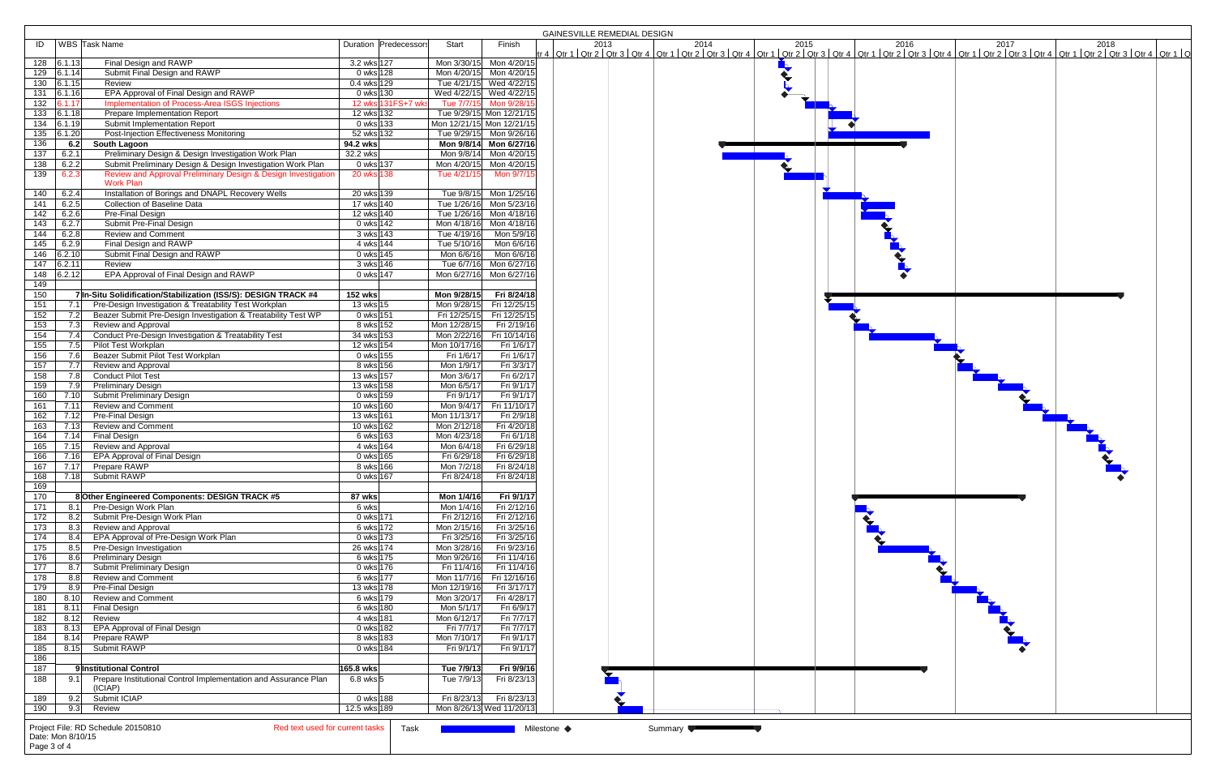GAINESVILLE REMEDIAL DESIGN

| ID | WBS | Task Name | Duration | Predecessors | Start | Finish |
|---|---|---|---|---|---|---|
| 128 | 6.1.13 | Final Design and RAWP | 3.2 wks | 127 | Mon 3/30/15 | Mon 4/20/15 |
| 129 | 6.1.14 | Submit Final Design and RAWP | 0 wks | 128 | Mon 4/20/15 | Mon 4/20/15 |
| 130 | 6.1.15 | Review | 0.4 wks | 129 | Tue 4/21/15 | Wed 4/22/15 |
| 131 | 6.1.16 | EPA Approval of Final Design and RAWP | 0 wks | 130 | Wed 4/22/15 | Wed 4/22/15 |
| 132 | 6.1.17 | Implementation of Process-Area ISGS Injections | 12 wks | 131FS+7 wks | Tue 7/7/15 | Mon 9/28/15 |
| 133 | 6.1.18 | Prepare Implementation Report | 12 wks | 132 | Tue 9/29/15 | Mon 12/21/15 |
| 134 | 6.1.19 | Submit Implementation Report | 0 wks | 133 | Mon 12/21/15 | Mon 12/21/15 |
| 135 | 6.1.20 | Post-Injection Effectiveness Monitoring | 52 wks | 132 | Tue 9/29/15 | Mon 9/26/16 |
| 136 | 6.2 | **South Lagoon** | **94.2 wks** | | **Mon 9/8/14** | **Mon 6/27/16** |
| 137 | 6.2.1 | Preliminary Design & Design Investigation Work Plan | 32.2 wks | | Mon 9/8/14 | Mon 4/20/15 |
| 138 | 6.2.2 | Submit Preliminary Design & Design Investigation Work Plan | 0 wks | 137 | Mon 4/20/15 | Mon 4/20/15 |
| 139 | 6.2.3 | Review and Approval Preliminary Design & Design Investigation Work Plan | 20 wks | 138 | Tue 4/21/15 | Mon 9/7/15 |
| 140 | 6.2.4 | Installation of Borings and DNAPL Recovery Wells | 20 wks | 139 | Tue 9/8/15 | Mon 1/25/16 |
| 141 | 6.2.5 | Collection of Baseline Data | 17 wks | 140 | Tue 1/26/16 | Mon 5/23/16 |
| 142 | 6.2.6 | Pre-Final Design | 12 wks | 140 | Tue 1/26/16 | Mon 4/18/16 |
| 143 | 6.2.7 | Submit Pre-Final Design | 0 wks | 142 | Mon 4/18/16 | Mon 4/18/16 |
| 144 | 6.2.8 | Review and Comment | 3 wks | 143 | Tue 4/19/16 | Mon 5/9/16 |
| 145 | 6.2.9 | Final Design and RAWP | 4 wks | 144 | Tue 5/10/16 | Mon 6/6/16 |
| 146 | 6.2.10 | Submit Final Design and RAWP | 0 wks | 145 | Mon 6/6/16 | Mon 6/6/16 |
| 147 | 6.2.11 | Review | 3 wks | 146 | Tue 6/7/16 | Mon 6/27/16 |
| 148 | 6.2.12 | EPA Approval of Final Design and RAWP | 0 wks | 147 | Mon 6/27/16 | Mon 6/27/16 |
| 149 | | | | | | |
| 150 | 7 | **In-Situ Solidification/Stabilization (ISS/S): DESIGN TRACK #4** | **152 wks** | | **Mon 9/28/15** | **Fri 8/24/18** |
| 151 | 7.1 | Pre-Design Investigation & Treatability Test Workplan | 13 wks | 15 | Mon 9/28/15 | Fri 12/25/15 |
| 152 | 7.2 | Beazer Submit Pre-Design Investigation & Treatability Test WP | 0 wks | 151 | Fri 12/25/15 | Fri 12/25/15 |
| 153 | 7.3 | Review and Approval | 8 wks | 152 | Mon 12/28/15 | Fri 2/19/16 |
| 154 | 7.4 | Conduct Pre-Design Investigation & Treatability Test | 34 wks | 153 | Mon 2/22/16 | Fri 10/14/16 |
| 155 | 7.5 | Pilot Test Workplan | 12 wks | 154 | Mon 10/17/16 | Fri 1/6/17 |
| 156 | 7.6 | Beazer Submit Pilot Test Workplan | 0 wks | 155 | Fri 1/6/17 | Fri 1/6/17 |
| 157 | 7.7 | Review and Approval | 8 wks | 156 | Mon 1/9/17 | Fri 3/3/17 |
| 158 | 7.8 | Conduct Pilot Test | 13 wks | 157 | Mon 3/6/17 | Fri 6/2/17 |
| 159 | 7.9 | Preliminary Design | 13 wks | 158 | Mon 6/5/17 | Fri 9/1/17 |
| 160 | 7.10 | Submit Preliminary Design | 0 wks | 159 | Fri 9/1/17 | Fri 9/1/17 |
| 161 | 7.11 | Review and Comment | 10 wks | 160 | Mon 9/4/17 | Fri 11/10/17 |
| 162 | 7.12 | Pre-Final Design | 13 wks | 161 | Mon 11/13/17 | Fri 2/9/18 |
| 163 | 7.13 | Review and Comment | 10 wks | 162 | Mon 2/12/18 | Fri 4/20/18 |
| 164 | 7.14 | Final Design | 6 wks | 163 | Mon 4/23/18 | Fri 6/1/18 |
| 165 | 7.15 | Review and Approval | 4 wks | 164 | Mon 6/4/18 | Fri 6/29/18 |
| 166 | 7.16 | EPA Approval of Final Design | 0 wks | 165 | Fri 6/29/18 | Fri 6/29/18 |
| 167 | 7.17 | Prepare RAWP | 8 wks | 166 | Mon 7/2/18 | Fri 8/24/18 |
| 168 | 7.18 | Submit RAWP | 0 wks | 167 | Fri 8/24/18 | Fri 8/24/18 |
| 169 | | | | | | |
| 170 | 8 | **Other Engineered Components: DESIGN TRACK #5** | **87 wks** | | **Mon 1/4/16** | **Fri 9/1/17** |
| 171 | 8.1 | Pre-Design Work Plan | 6 wks | | Mon 1/4/16 | Fri 2/12/16 |
| 172 | 8.2 | Submit Pre-Design Work Plan | 0 wks | 171 | Fri 2/12/16 | Fri 2/12/16 |
| 173 | 8.3 | Review and Approval | 6 wks | 172 | Mon 2/15/16 | Fri 3/25/16 |
| 174 | 8.4 | EPA Approval of Pre-Design Work Plan | 0 wks | 173 | Fri 3/25/16 | Fri 3/25/16 |
| 175 | 8.5 | Pre-Design Investigation | 26 wks | 174 | Mon 3/28/16 | Fri 9/23/16 |
| 176 | 8.6 | Preliminary Design | 6 wks | 175 | Mon 9/26/16 | Fri 11/4/16 |
| 177 | 8.7 | Submit Preliminary Design | 0 wks | 176 | Fri 11/4/16 | Fri 11/4/16 |
| 178 | 8.8 | Review and Comment | 6 wks | 177 | Mon 11/7/16 | Fri 12/16/16 |
| 179 | 8.9 | Pre-Final Design | 13 wks | 178 | Mon 12/19/16 | Fri 3/17/17 |
| 180 | 8.10 | Review and Comment | 6 wks | 179 | Mon 3/20/17 | Fri 4/28/17 |
| 181 | 8.11 | Final Design | 6 wks | 180 | Mon 5/1/17 | Fri 6/9/17 |
| 182 | 8.12 | Review | 4 wks | 181 | Mon 6/12/17 | Fri 7/7/17 |
| 183 | 8.13 | EPA Approval of Final Design | 0 wks | 182 | Fri 7/7/17 | Fri 7/7/17 |
| 184 | 8.14 | Prepare RAWP | 8 wks | 183 | Mon 7/10/17 | Fri 9/1/17 |
| 185 | 8.15 | Submit RAWP | 0 wks | 184 | Fri 9/1/17 | Fri 9/1/17 |
| 186 | | | | | | |
| 187 | 9 | **Institutional Control** | **165.8 wks** | | **Tue 7/9/13** | **Fri 9/9/16** |
| 188 | 9.1 | Prepare Institutional Control Implementation and Assurance Plan (ICIAP) | 6.8 wks | 5 | Tue 7/9/13 | Fri 8/23/13 |
| 189 | 9.2 | Submit ICIAP | 0 wks | 188 | Fri 8/23/13 | Fri 8/23/13 |
| 190 | 9.3 | Review | 12.5 wks | 189 | Mon 8/26/13 | Wed 11/20/13 |

Project File: RD Schedule 20150810
Date: Mon 8/10/15

Red text used for current tasks | Task | Milestone ◆ | Summary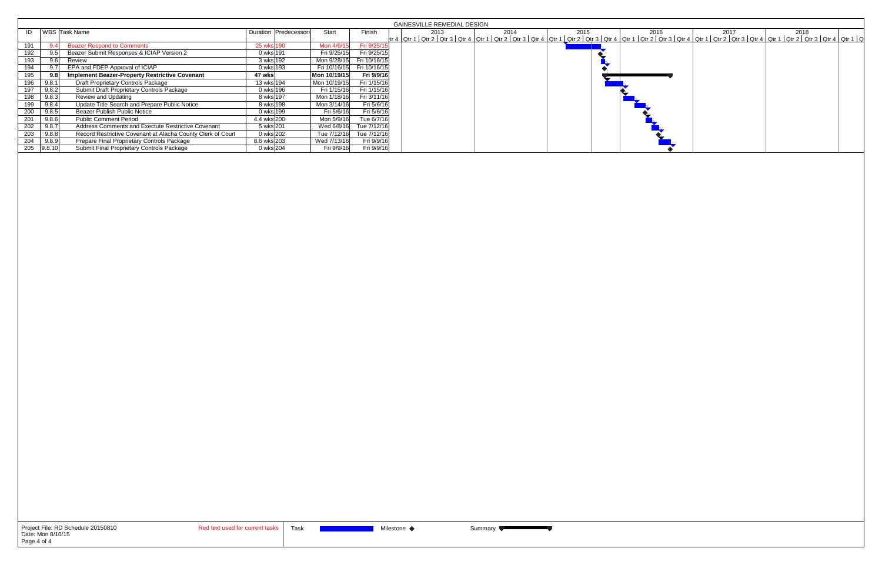GAINESVILLE REMEDIAL DESIGN

| ID | WBS | Task Name | Duration | Predecessors | Start | Finish |
|---|---|---|---|---|---|---|
| 191 | 9.4 | Beazer Respond to Comments | 25 wks | 190 | Mon 4/6/15 | Fri 9/25/15 |
| 192 | 9.5 | Beazer Submit Responses & ICIAP Version 2 | 0 wks | 191 | Fri 9/25/15 | Fri 9/25/15 |
| 193 | 9.6 | Review | 3 wks | 192 | Mon 9/28/15 | Fri 10/16/15 |
| 194 | 9.7 | EPA and FDEP Approval of ICIAP | 0 wks | 193 | Fri 10/16/15 | Fri 10/16/15 |
| 195 | **9.8** | **Implement Beazer-Property Restrictive Covenant** | **47 wks** | | **Mon 10/19/15** | **Fri 9/9/16** |
| 196 | 9.8.1 | Draft Proprietary Controls Package | 13 wks | 194 | Mon 10/19/15 | Fri 1/15/16 |
| 197 | 9.8.2 | Submit Draft Proprietary Controls Package | 0 wks | 196 | Fri 1/15/16 | Fri 1/15/16 |
| 198 | 9.8.3 | Review and Updating | 8 wks | 197 | Mon 1/18/16 | Fri 3/11/16 |
| 199 | 9.8.4 | Update Title Search and Prepare Public Notice | 8 wks | 198 | Mon 3/14/16 | Fri 5/6/16 |
| 200 | 9.8.5 | Beazer Publish Public Notice | 0 wks | 199 | Fri 5/6/16 | Fri 5/6/16 |
| 201 | 9.8.6 | Public Comment Period | 4.4 wks | 200 | Mon 5/9/16 | Tue 6/7/16 |
| 202 | 9.8.7 | Address Comments and Exectute Restrictive Covenant | 5 wks | 201 | Wed 6/8/16 | Tue 7/12/16 |
| 203 | 9.8.8 | Record Restrictive Covenant at Alacha County Clerk of Court | 0 wks | 202 | Tue 7/12/16 | Tue 7/12/16 |
| 204 | 9.8.9 | Prepare Final Proprietary Controls Package | 8.6 wks | 203 | Wed 7/13/16 | Fri 9/9/16 |
| 205 | 9.8.10 | Submit Final Proprietary Controls Package | 0 wks | 204 | Fri 9/9/16 | Fri 9/9/16 |

2013 2014 2015 2016 2017 2018

Project File: RD Schedule 20150810
Date: Mon 8/10/15

Red text used for current tasks | Task | Milestone ◆ | Summary